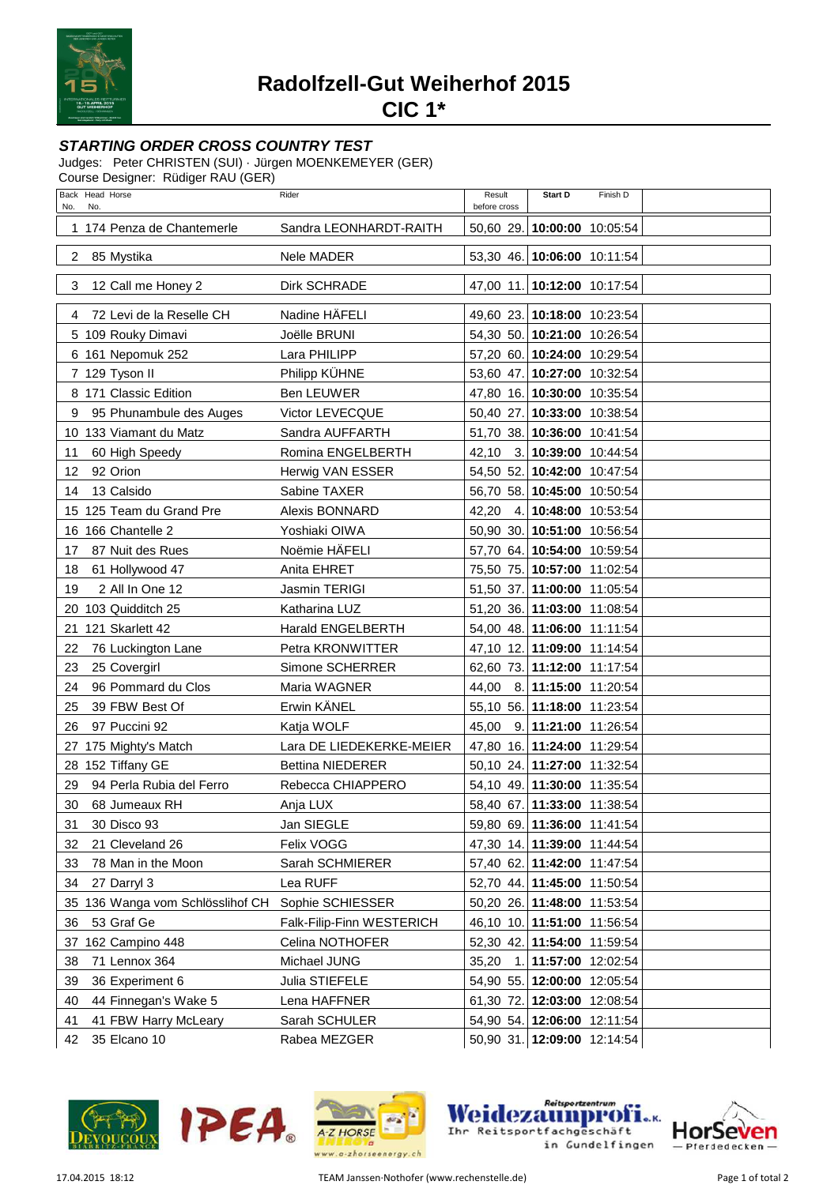# Radolfzell-Gut Weiherhof 2015

# CIC 1*

### *STARTING ORDER CROSS COUNTRY TEST*

Judges: Peter CHRISTEN (SUI) · Jürgen MOENKEMEYER (GER)
Course Designer: Rüdiger RAU (GER)

| Back No. | Head No. | Horse | Rider | Result before cross | | Start D | Finish D |
|---|---|---|---|---|---|---|---|
| 1 | 174 | Penza de Chantemerle | Sandra LEONHARDT-RAITH | 50,60 | 29. | **10:00:00** | 10:05:54 |
| 2 | 85 | Mystika | Nele MADER | 53,30 | 46. | **10:06:00** | 10:11:54 |
| 3 | 12 | Call me Honey 2 | Dirk SCHRADE | 47,00 | 11. | **10:12:00** | 10:17:54 |
| 4 | 72 | Levi de la Reselle CH | Nadine HÄFELI | 49,60 | 23. | **10:18:00** | 10:23:54 |
| 5 | 109 | Rouky Dimavi | Joëlle BRUNI | 54,30 | 50. | **10:21:00** | 10:26:54 |
| 6 | 161 | Nepomuk 252 | Lara PHILIPP | 57,20 | 60. | **10:24:00** | 10:29:54 |
| 7 | 129 | Tyson II | Philipp KÜHNE | 53,60 | 47. | **10:27:00** | 10:32:54 |
| 8 | 171 | Classic Edition | Ben LEUWER | 47,80 | 16. | **10:30:00** | 10:35:54 |
| 9 | 95 | Phunambule des Auges | Victor LEVECQUE | 50,40 | 27. | **10:33:00** | 10:38:54 |
| 10 | 133 | Viamant du Matz | Sandra AUFFARTH | 51,70 | 38. | **10:36:00** | 10:41:54 |
| 11 | 60 | High Speedy | Romina ENGELBERTH | 42,10 | 3. | **10:39:00** | 10:44:54 |
| 12 | 92 | Orion | Herwig VAN ESSER | 54,50 | 52. | **10:42:00** | 10:47:54 |
| 14 | 13 | Calsido | Sabine TAXER | 56,70 | 58. | **10:45:00** | 10:50:54 |
| 15 | 125 | Team du Grand Pre | Alexis BONNARD | 42,20 | 4. | **10:48:00** | 10:53:54 |
| 16 | 166 | Chantelle 2 | Yoshiaki OIWA | 50,90 | 30. | **10:51:00** | 10:56:54 |
| 17 | 87 | Nuit des Rues | Noëmie HÄFELI | 57,70 | 64. | **10:54:00** | 10:59:54 |
| 18 | 61 | Hollywood 47 | Anita EHRET | 75,50 | 75. | **10:57:00** | 11:02:54 |
| 19 | 2 | All In One 12 | Jasmin TERIGI | 51,50 | 37. | **11:00:00** | 11:05:54 |
| 20 | 103 | Quidditch 25 | Katharina LUZ | 51,20 | 36. | **11:03:00** | 11:08:54 |
| 21 | 121 | Skarlett 42 | Harald ENGELBERTH | 54,00 | 48. | **11:06:00** | 11:11:54 |
| 22 | 76 | Luckington Lane | Petra KRONWITTER | 47,10 | 12. | **11:09:00** | 11:14:54 |
| 23 | 25 | Covergirl | Simone SCHERRER | 62,60 | 73. | **11:12:00** | 11:17:54 |
| 24 | 96 | Pommard du Clos | Maria WAGNER | 44,00 | 8. | **11:15:00** | 11:20:54 |
| 25 | 39 | FBW Best Of | Erwin KÄNEL | 55,10 | 56. | **11:18:00** | 11:23:54 |
| 26 | 97 | Puccini 92 | Katja WOLF | 45,00 | 9. | **11:21:00** | 11:26:54 |
| 27 | 175 | Mighty's Match | Lara DE LIEDEKERKE-MEIER | 47,80 | 16. | **11:24:00** | 11:29:54 |
| 28 | 152 | Tiffany GE | Bettina NIEDERER | 50,10 | 24. | **11:27:00** | 11:32:54 |
| 29 | 94 | Perla Rubia del Ferro | Rebecca CHIAPPERO | 54,10 | 49. | **11:30:00** | 11:35:54 |
| 30 | 68 | Jumeaux RH | Anja LUX | 58,40 | 67. | **11:33:00** | 11:38:54 |
| 31 | 30 | Disco 93 | Jan SIEGLE | 59,80 | 69. | **11:36:00** | 11:41:54 |
| 32 | 21 | Cleveland 26 | Felix VOGG | 47,30 | 14. | **11:39:00** | 11:44:54 |
| 33 | 78 | Man in the Moon | Sarah SCHMIERER | 57,40 | 62. | **11:42:00** | 11:47:54 |
| 34 | 27 | Darryl 3 | Lea RUFF | 52,70 | 44. | **11:45:00** | 11:50:54 |
| 35 | 136 | Wanga vom Schlösslihof CH | Sophie SCHIESSER | 50,20 | 26. | **11:48:00** | 11:53:54 |
| 36 | 53 | Graf Ge | Falk-Filip-Finn WESTERICH | 46,10 | 10. | **11:51:00** | 11:56:54 |
| 37 | 162 | Campino 448 | Celina NOTHOFER | 52,30 | 42. | **11:54:00** | 11:59:54 |
| 38 | 71 | Lennox 364 | Michael JUNG | 35,20 | 1. | **11:57:00** | 12:02:54 |
| 39 | 36 | Experiment 6 | Julia STIEFELE | 54,90 | 55. | **12:00:00** | 12:05:54 |
| 40 | 44 | Finnegan's Wake 5 | Lena HAFFNER | 61,30 | 72. | **12:03:00** | 12:08:54 |
| 41 | 41 | FBW Harry McLeary | Sarah SCHULER | 54,90 | 54. | **12:06:00** | 12:11:54 |
| 42 | 35 | Elcano 10 | Rabea MEZGER | 50,90 | 31. | **12:09:00** | 12:14:54 |

17.04.2015 18:12 TEAM Janssen-Nothofer (www.rechenstelle.de)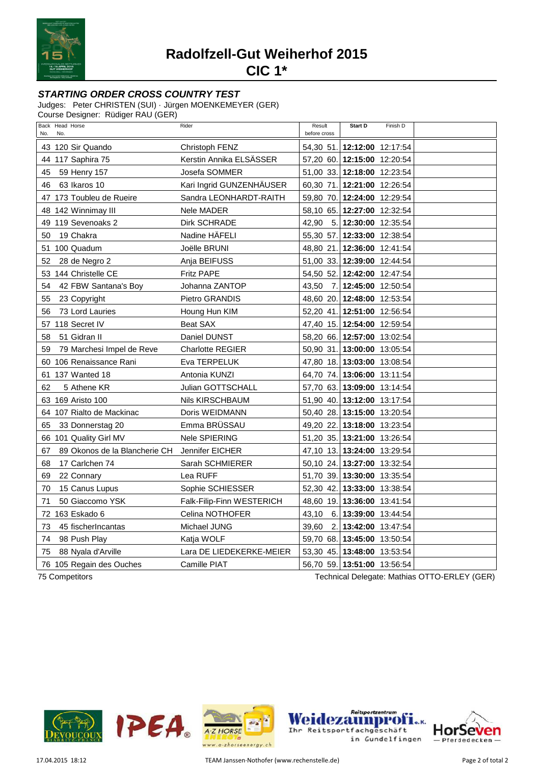# Radolfzell-Gut Weiherhof 2015

## CIC 1*

### *STARTING ORDER CROSS COUNTRY TEST*

Judges: Peter CHRISTEN (SUI) · Jürgen MOENKEMEYER (GER)
Course Designer: Rüdiger RAU (GER)

| Back No. | Head No. | Horse | Rider | Result before cross | | Start D | Finish D | |
|---|---|---|---|---|---|---|---|---|
| 43 | 120 | Sir Quando | Christoph FENZ | 54,30 | 51. | **12:12:00** | 12:17:54 | |
| 44 | 117 | Saphira 75 | Kerstin Annika ELSÄSSER | 57,20 | 60. | **12:15:00** | 12:20:54 | |
| 45 | 59 | Henry 157 | Josefa SOMMER | 51,00 | 33. | **12:18:00** | 12:23:54 | |
| 46 | 63 | Ikaros 10 | Kari Ingrid GUNZENHÄUSER | 60,30 | 71. | **12:21:00** | 12:26:54 | |
| 47 | 173 | Toubleu de Rueire | Sandra LEONHARDT-RAITH | 59,80 | 70. | **12:24:00** | 12:29:54 | |
| 48 | 142 | Winnimay III | Nele MADER | 58,10 | 65. | **12:27:00** | 12:32:54 | |
| 49 | 119 | Sevenoaks 2 | Dirk SCHRADE | 42,90 | 5. | **12:30:00** | 12:35:54 | |
| 50 | 19 | Chakra | Nadine HÄFELI | 55,30 | 57. | **12:33:00** | 12:38:54 | |
| 51 | 100 | Quadum | Joëlle BRUNI | 48,80 | 21. | **12:36:00** | 12:41:54 | |
| 52 | 28 | de Negro 2 | Anja BEIFUSS | 51,00 | 33. | **12:39:00** | 12:44:54 | |
| 53 | 144 | Christelle CE | Fritz PAPE | 54,50 | 52. | **12:42:00** | 12:47:54 | |
| 54 | 42 | FBW Santana's Boy | Johanna ZANTOP | 43,50 | 7. | **12:45:00** | 12:50:54 | |
| 55 | 23 | Copyright | Pietro GRANDIS | 48,60 | 20. | **12:48:00** | 12:53:54 | |
| 56 | 73 | Lord Lauries | Houng Hun KIM | 52,20 | 41. | **12:51:00** | 12:56:54 | |
| 57 | 118 | Secret IV | Beat SAX | 47,40 | 15. | **12:54:00** | 12:59:54 | |
| 58 | 51 | Gidran II | Daniel DUNST | 58,20 | 66. | **12:57:00** | 13:02:54 | |
| 59 | 79 | Marchesi Impel de Reve | Charlotte REGIER | 50,90 | 31. | **13:00:00** | 13:05:54 | |
| 60 | 106 | Renaissance Rani | Eva TERPELUK | 47,80 | 18. | **13:03:00** | 13:08:54 | |
| 61 | 137 | Wanted 18 | Antonia KUNZI | 64,70 | 74. | **13:06:00** | 13:11:54 | |
| 62 | 5 | Athene KR | Julian GOTTSCHALL | 57,70 | 63. | **13:09:00** | 13:14:54 | |
| 63 | 169 | Aristo 100 | Nils KIRSCHBAUM | 51,90 | 40. | **13:12:00** | 13:17:54 | |
| 64 | 107 | Rialto de Mackinac | Doris WEIDMANN | 50,40 | 28. | **13:15:00** | 13:20:54 | |
| 65 | 33 | Donnerstag 20 | Emma BRÜSSAU | 49,20 | 22. | **13:18:00** | 13:23:54 | |
| 66 | 101 | Quality Girl MV | Nele SPIERING | 51,20 | 35. | **13:21:00** | 13:26:54 | |
| 67 | 89 | Okonos de la Blancherie CH | Jennifer EICHER | 47,10 | 13. | **13:24:00** | 13:29:54 | |
| 68 | 17 | Carlchen 74 | Sarah SCHMIERER | 50,10 | 24. | **13:27:00** | 13:32:54 | |
| 69 | 22 | Connary | Lea RUFF | 51,70 | 39. | **13:30:00** | 13:35:54 | |
| 70 | 15 | Canus Lupus | Sophie SCHIESSER | 52,30 | 42. | **13:33:00** | 13:38:54 | |
| 71 | 50 | Giaccomo YSK | Falk-Filip-Finn WESTERICH | 48,60 | 19. | **13:36:00** | 13:41:54 | |
| 72 | 163 | Eskado 6 | Celina NOTHOFER | 43,10 | 6. | **13:39:00** | 13:44:54 | |
| 73 | 45 | fischerIncantas | Michael JUNG | 39,60 | 2. | **13:42:00** | 13:47:54 | |
| 74 | 98 | Push Play | Katja WOLF | 59,70 | 68. | **13:45:00** | 13:50:54 | |
| 75 | 88 | Nyala d'Arville | Lara DE LIEDEKERKE-MEIER | 53,30 | 45. | **13:48:00** | 13:53:54 | |
| 76 | 105 | Regain des Ouches | Camille PIAT | 56,70 | 59. | **13:51:00** | 13:56:54 | |

75 Competitors

Technical Delegate: Mathias OTTO-ERLEY (GER)

17.04.2015 18:12 TEAM Janssen-Nothofer (www.rechenstelle.de)